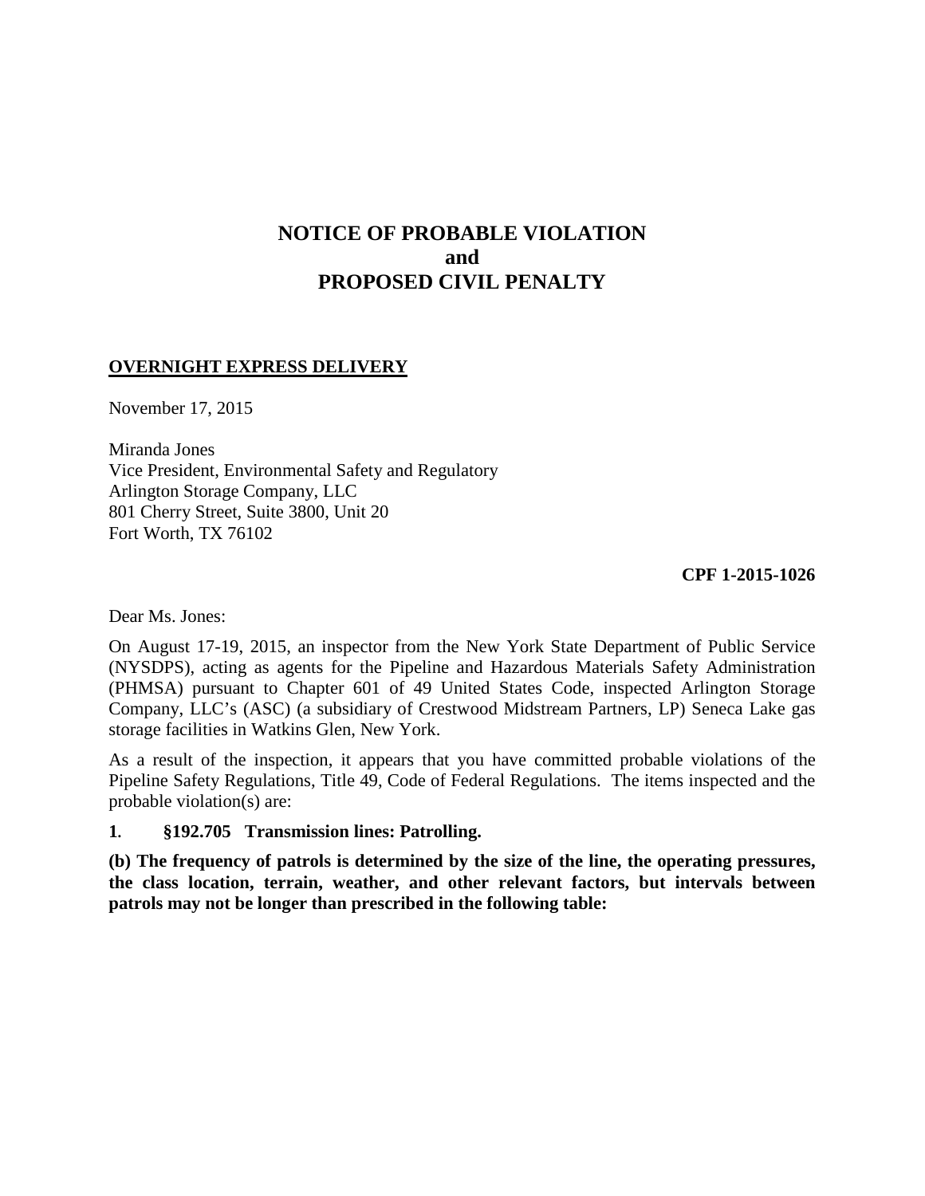# NOTICE OF PROBABLE VIOLATION
# and
# PROPOSED CIVIL PENALTY

**OVERNIGHT EXPRESS DELIVERY**

November 17, 2015

Miranda Jones
Vice President, Environmental Safety and Regulatory
Arlington Storage Company, LLC
801 Cherry Street, Suite 3800, Unit 20
Fort Worth, TX 76102

**CPF 1-2015-1026**

Dear Ms. Jones:

On August 17-19, 2015, an inspector from the New York State Department of Public Service (NYSDPS), acting as agents for the Pipeline and Hazardous Materials Safety Administration (PHMSA) pursuant to Chapter 601 of 49 United States Code, inspected Arlington Storage Company, LLC's (ASC) (a subsidiary of Crestwood Midstream Partners, LP) Seneca Lake gas storage facilities in Watkins Glen, New York.

As a result of the inspection, it appears that you have committed probable violations of the Pipeline Safety Regulations, Title 49, Code of Federal Regulations. The items inspected and the probable violation(s) are:

**1. §192.705 Transmission lines: Patrolling.**

**(b) The frequency of patrols is determined by the size of the line, the operating pressures, the class location, terrain, weather, and other relevant factors, but intervals between patrols may not be longer than prescribed in the following table:**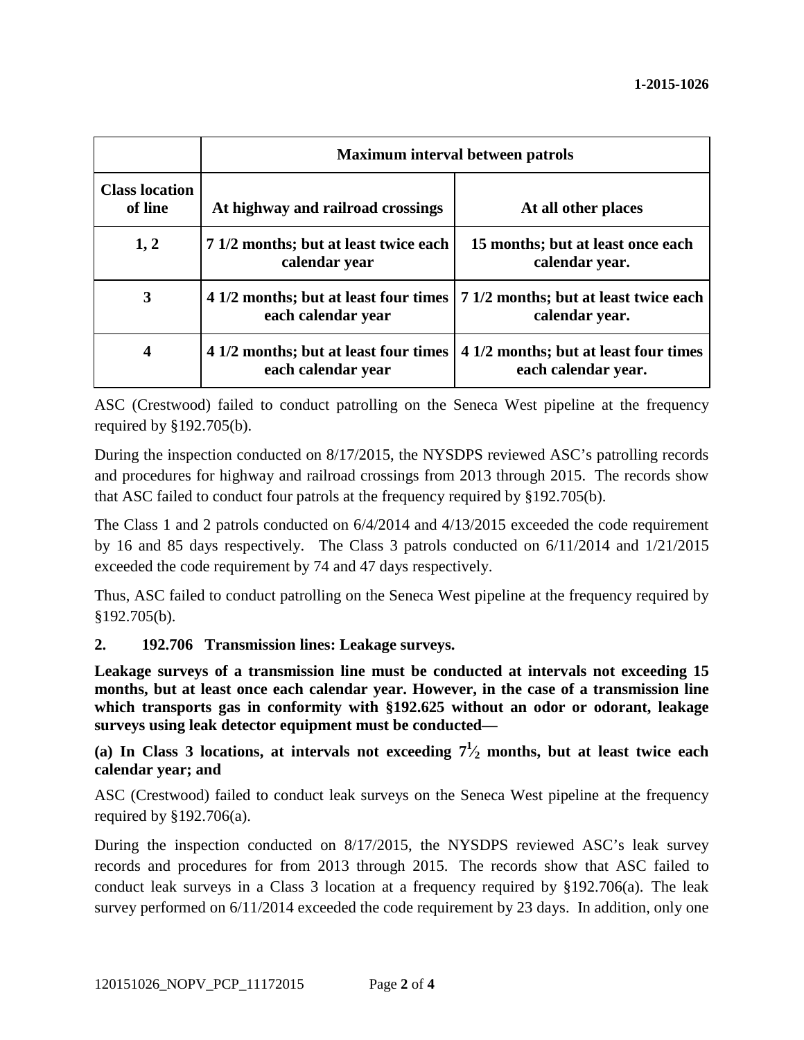| | Maximum interval between patrols | |
|---|---|---|
| **Class location of line** | **At highway and railroad crossings** | **At all other places** |
| **1, 2** | **7 1/2 months; but at least twice each calendar year** | **15 months; but at least once each calendar year.** |
| **3** | **4 1/2 months; but at least four times each calendar year** | **7 1/2 months; but at least twice each calendar year.** |
| **4** | **4 1/2 months; but at least four times each calendar year** | **4 1/2 months; but at least four times each calendar year.** |

ASC (Crestwood) failed to conduct patrolling on the Seneca West pipeline at the frequency required by §192.705(b).

During the inspection conducted on 8/17/2015, the NYSDPS reviewed ASC's patrolling records and procedures for highway and railroad crossings from 2013 through 2015. The records show that ASC failed to conduct four patrols at the frequency required by §192.705(b).

The Class 1 and 2 patrols conducted on 6/4/2014 and 4/13/2015 exceeded the code requirement by 16 and 85 days respectively. The Class 3 patrols conducted on 6/11/2014 and 1/21/2015 exceeded the code requirement by 74 and 47 days respectively.

Thus, ASC failed to conduct patrolling on the Seneca West pipeline at the frequency required by §192.705(b).

**2. 192.706 Transmission lines: Leakage surveys.**

**Leakage surveys of a transmission line must be conducted at intervals not exceeding 15 months, but at least once each calendar year. However, in the case of a transmission line which transports gas in conformity with §192.625 without an odor or odorant, leakage surveys using leak detector equipment must be conducted—**

**(a) In Class 3 locations, at intervals not exceeding $7\frac{1}{2}$ months, but at least twice each calendar year; and**

ASC (Crestwood) failed to conduct leak surveys on the Seneca West pipeline at the frequency required by §192.706(a).

During the inspection conducted on 8/17/2015, the NYSDPS reviewed ASC's leak survey records and procedures for from 2013 through 2015. The records show that ASC failed to conduct leak surveys in a Class 3 location at a frequency required by §192.706(a). The leak survey performed on 6/11/2014 exceeded the code requirement by 23 days. In addition, only one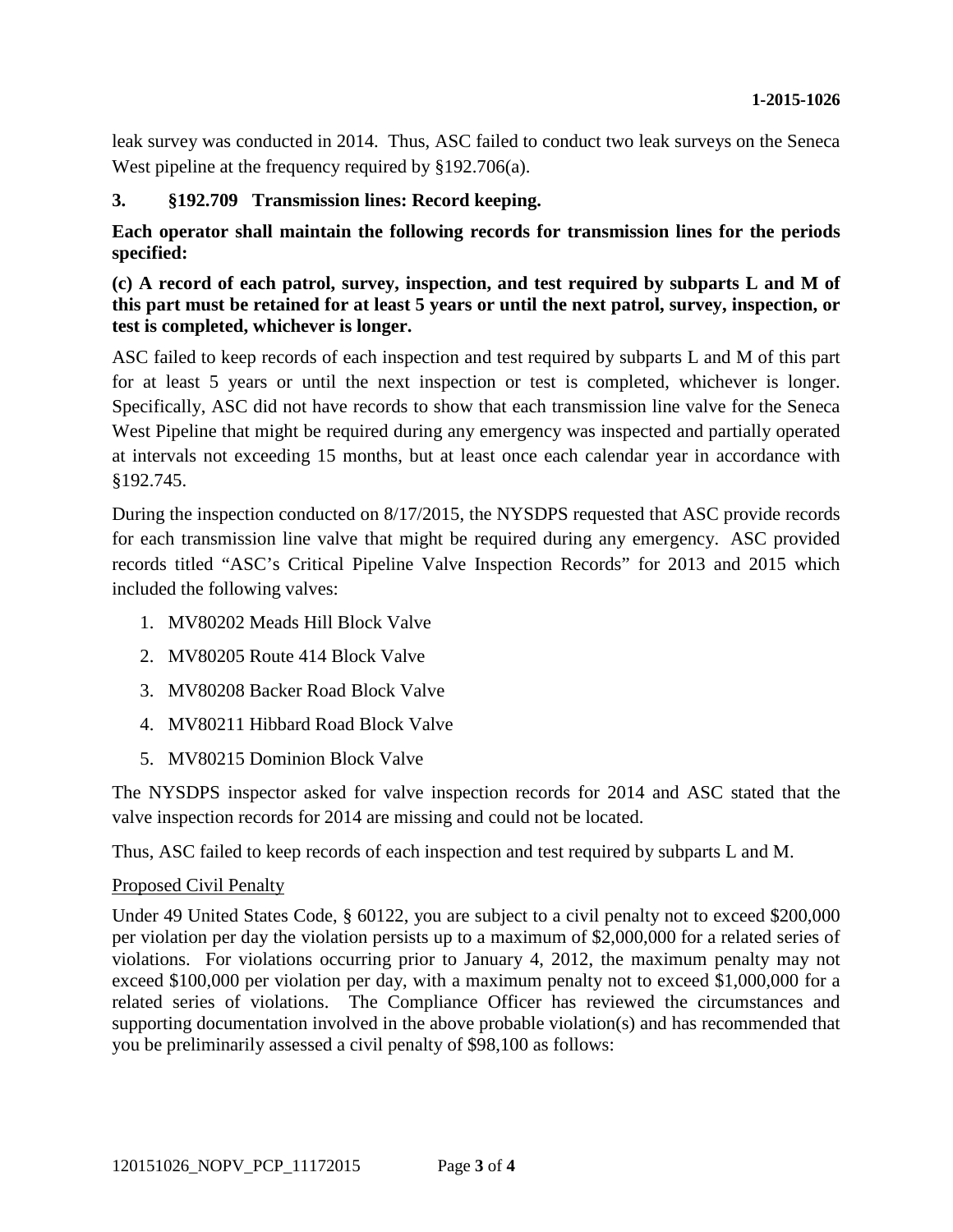leak survey was conducted in 2014. Thus, ASC failed to conduct two leak surveys on the Seneca West pipeline at the frequency required by §192.706(a).

**3. §192.709 Transmission lines: Record keeping.**

**Each operator shall maintain the following records for transmission lines for the periods specified:**

**(c) A record of each patrol, survey, inspection, and test required by subparts L and M of this part must be retained for at least 5 years or until the next patrol, survey, inspection, or test is completed, whichever is longer.**

ASC failed to keep records of each inspection and test required by subparts L and M of this part for at least 5 years or until the next inspection or test is completed, whichever is longer. Specifically, ASC did not have records to show that each transmission line valve for the Seneca West Pipeline that might be required during any emergency was inspected and partially operated at intervals not exceeding 15 months, but at least once each calendar year in accordance with §192.745.

During the inspection conducted on 8/17/2015, the NYSDPS requested that ASC provide records for each transmission line valve that might be required during any emergency. ASC provided records titled "ASC's Critical Pipeline Valve Inspection Records" for 2013 and 2015 which included the following valves:

1. MV80202 Meads Hill Block Valve
2. MV80205 Route 414 Block Valve
3. MV80208 Backer Road Block Valve
4. MV80211 Hibbard Road Block Valve
5. MV80215 Dominion Block Valve

The NYSDPS inspector asked for valve inspection records for 2014 and ASC stated that the valve inspection records for 2014 are missing and could not be located.

Thus, ASC failed to keep records of each inspection and test required by subparts L and M.

Proposed Civil Penalty

Under 49 United States Code, § 60122, you are subject to a civil penalty not to exceed $200,000 per violation per day the violation persists up to a maximum of $2,000,000 for a related series of violations. For violations occurring prior to January 4, 2012, the maximum penalty may not exceed $100,000 per violation per day, with a maximum penalty not to exceed $1,000,000 for a related series of violations. The Compliance Officer has reviewed the circumstances and supporting documentation involved in the above probable violation(s) and has recommended that you be preliminarily assessed a civil penalty of $98,100 as follows: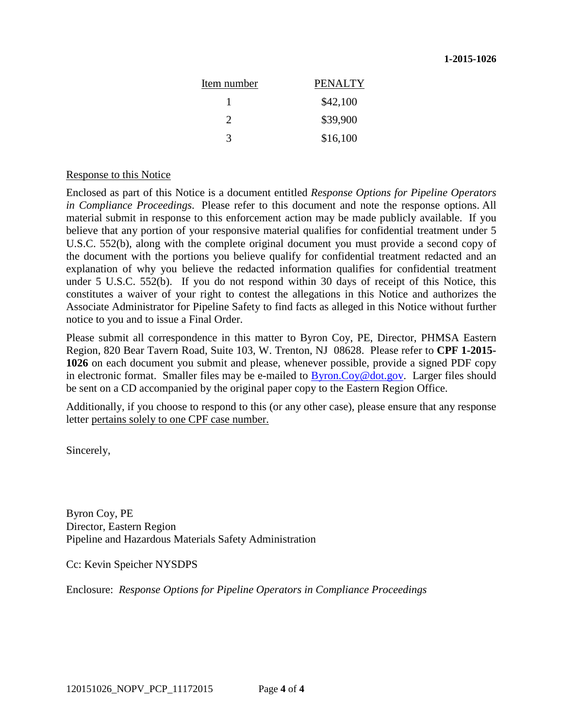| Item number | PENALTY |
| --- | --- |
| 1 | $42,100 |
| 2 | $39,900 |
| 3 | $16,100 |

Response to this Notice

Enclosed as part of this Notice is a document entitled *Response Options for Pipeline Operators in Compliance Proceedings*. Please refer to this document and note the response options. All material submit in response to this enforcement action may be made publicly available. If you believe that any portion of your responsive material qualifies for confidential treatment under 5 U.S.C. 552(b), along with the complete original document you must provide a second copy of the document with the portions you believe qualify for confidential treatment redacted and an explanation of why you believe the redacted information qualifies for confidential treatment under 5 U.S.C. 552(b). If you do not respond within 30 days of receipt of this Notice, this constitutes a waiver of your right to contest the allegations in this Notice and authorizes the Associate Administrator for Pipeline Safety to find facts as alleged in this Notice without further notice to you and to issue a Final Order.

Please submit all correspondence in this matter to Byron Coy, PE, Director, PHMSA Eastern Region, 820 Bear Tavern Road, Suite 103, W. Trenton, NJ 08628. Please refer to **CPF 1-2015-1026** on each document you submit and please, whenever possible, provide a signed PDF copy in electronic format. Smaller files may be e-mailed to Byron.Coy@dot.gov. Larger files should be sent on a CD accompanied by the original paper copy to the Eastern Region Office.

Additionally, if you choose to respond to this (or any other case), please ensure that any response letter pertains solely to one CPF case number.

Sincerely,

Byron Coy, PE
Director, Eastern Region
Pipeline and Hazardous Materials Safety Administration

Cc: Kevin Speicher NYSDPS

Enclosure: *Response Options for Pipeline Operators in Compliance Proceedings*